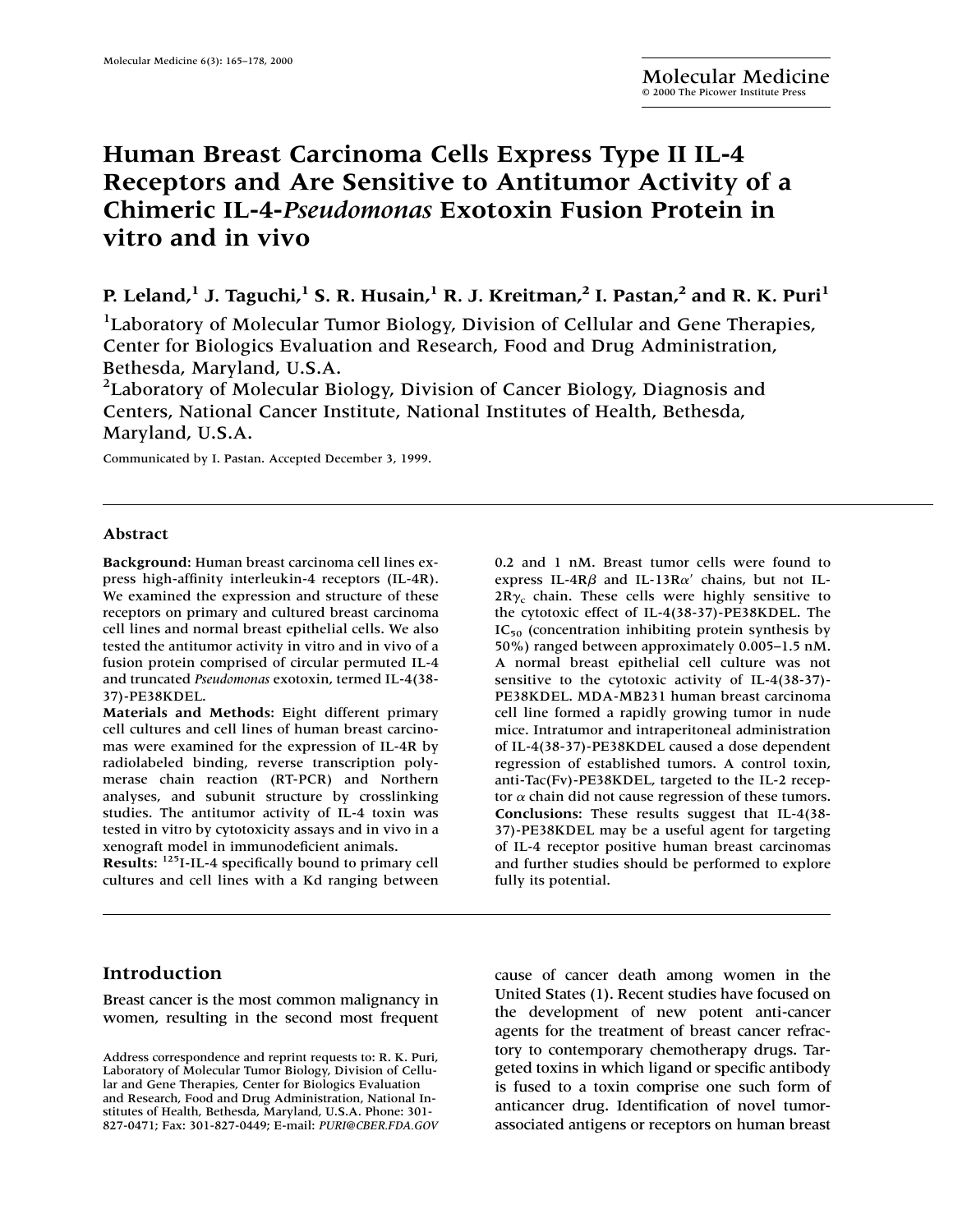# Human Breast Carcinoma Cells Express Type II IL-4 Receptors and Are Sensitive to Antitumor Activity of a Chimeric IL-4-*Pseudomonas* Exotoxin Fusion Protein in vitro and in vivo

**P. Leland,[1] J. Taguchi,[1] S. R. Husain,[1] R. J. Kreitman,[2] I. Pastan,[2] and R. K. Puri[1]**

[1]Laboratory of Molecular Tumor Biology, Division of Cellular and Gene Therapies, Center for Biologics Evaluation and Research, Food and Drug Administration, Bethesda, Maryland, U.S.A.

[2]Laboratory of Molecular Biology, Division of Cancer Biology, Diagnosis and Centers, National Cancer Institute, National Institutes of Health, Bethesda, Maryland, U.S.A.

Communicated by I. Pastan. Accepted December 3, 1999.

## Abstract

**Background:** Human breast carcinoma cell lines express high-affinity interleukin-4 receptors (IL-4R). We examined the expression and structure of these receptors on primary and cultured breast carcinoma cell lines and normal breast epithelial cells. We also tested the antitumor activity in vitro and in vivo of a fusion protein comprised of circular permuted IL-4 and truncated *Pseudomonas* exotoxin, termed IL-4(38-37)-PE38KDEL.

**Materials and Methods:** Eight different primary cell cultures and cell lines of human breast carcinomas were examined for the expression of IL-4R by radiolabeled binding, reverse transcription polymerase chain reaction (RT-PCR) and Northern analyses, and subunit structure by crosslinking studies. The antitumor activity of IL-4 toxin was tested in vitro by cytotoxicity assays and in vivo in a xenograft model in immunodeficient animals.

**Results:** $^{125}$I-IL-4 specifically bound to primary cell cultures and cell lines with a Kd ranging between 0.2 and 1 nM. Breast tumor cells were found to express IL-4R$\beta$ and IL-13R$\alpha'$ chains, but not IL-2R$\gamma_c$ chain. These cells were highly sensitive to the cytotoxic effect of IL-4(38-37)-PE38KDEL. The $IC_{50}$ (concentration inhibiting protein synthesis by 50%) ranged between approximately 0.005–1.5 nM. A normal breast epithelial cell culture was not sensitive to the cytotoxic activity of IL-4(38-37)-PE38KDEL. MDA-MB231 human breast carcinoma cell line formed a rapidly growing tumor in nude mice. Intratumor and intraperitoneal administration of IL-4(38-37)-PE38KDEL caused a dose dependent regression of established tumors. A control toxin, anti-Tac(Fv)-PE38KDEL, targeted to the IL-2 receptor $\alpha$ chain did not cause regression of these tumors.

**Conclusions:** These results suggest that IL-4(38-37)-PE38KDEL may be a useful agent for targeting of IL-4 receptor positive human breast carcinomas and further studies should be performed to explore fully its potential.

## Introduction

Breast cancer is the most common malignancy in women, resulting in the second most frequent cause of cancer death among women in the United States (1). Recent studies have focused on the development of new potent anti-cancer agents for the treatment of breast cancer refractory to contemporary chemotherapy drugs. Targeted toxins in which ligand or specific antibody is fused to a toxin comprise one such form of anticancer drug. Identification of novel tumor-associated antigens or receptors on human breast

Address correspondence and reprint requests to: R. K. Puri, Laboratory of Molecular Tumor Biology, Division of Cellular and Gene Therapies, Center for Biologics Evaluation and Research, Food and Drug Administration, National Institutes of Health, Bethesda, Maryland, U.S.A. Phone: 301-827-0471; Fax: 301-827-0449; E-mail: *PURI@CBER.FDA.GOV*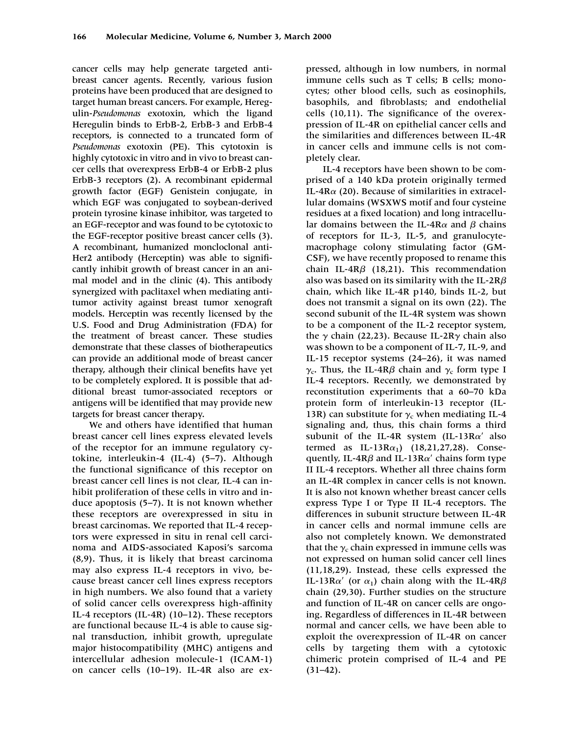cancer cells may help generate targeted anti-breast cancer agents. Recently, various fusion proteins have been produced that are designed to target human breast cancers. For example, Heregulin-*Pseudomonas* exotoxin, which the ligand Heregulin binds to ErbB-2, ErbB-3 and ErbB-4 receptors, is connected to a truncated form of *Pseudomonas* exotoxin (PE). This cytotoxin is highly cytotoxic in vitro and in vivo to breast cancer cells that overexpress ErbB-4 or ErbB-2 plus ErbB-3 receptors (2). A recombinant epidermal growth factor (EGF) Genistein conjugate, in which EGF was conjugated to soybean-derived protein tyrosine kinase inhibitor, was targeted to an EGF-receptor and was found to be cytotoxic to the EGF-receptor positive breast cancer cells (3). A recombinant, humanized moncloclonal anti-Her2 antibody (Herceptin) was able to significantly inhibit growth of breast cancer in an animal model and in the clinic (4). This antibody synergized with paclitaxel when mediating antitumor activity against breast tumor xenograft models. Herceptin was recently licensed by the U.S. Food and Drug Administration (FDA) for the treatment of breast cancer. These studies demonstrate that these classes of biotherapeutics can provide an additional mode of breast cancer therapy, although their clinical benefits have yet to be completely explored. It is possible that additional breast tumor-associated receptors or antigens will be identified that may provide new targets for breast cancer therapy.

We and others have identified that human breast cancer cell lines express elevated levels of the receptor for an immune regulatory cytokine, interleukin-4 (IL-4) (5–7). Although the functional significance of this receptor on breast cancer cell lines is not clear, IL-4 can inhibit proliferation of these cells in vitro and induce apoptosis (5–7). It is not known whether these receptors are overexpressed in situ in breast carcinomas. We reported that IL-4 receptors were expressed in situ in renal cell carcinoma and AIDS-associated Kaposi's sarcoma (8,9). Thus, it is likely that breast carcinoma may also express IL-4 receptors in vivo, because breast cancer cell lines express receptors in high numbers. We also found that a variety of solid cancer cells overexpress high-affinity IL-4 receptors (IL-4R) (10–12). These receptors are functional because IL-4 is able to cause signal transduction, inhibit growth, upregulate major histocompatibility (MHC) antigens and intercellular adhesion molecule-1 (ICAM-1) on cancer cells (10–19). IL-4R also are expressed, although in low numbers, in normal immune cells such as T cells; B cells; monocytes; other blood cells, such as eosinophils, basophils, and fibroblasts; and endothelial cells (10,11). The significance of the overexpression of IL-4R on epithelial cancer cells and the similarities and differences between IL-4R in cancer cells and immune cells is not completely clear.

IL-4 receptors have been shown to be comprised of a 140 kDa protein originally termed IL-4R$\alpha$ (20). Because of similarities in extracellular domains (WSXWS motif and four cysteine residues at a fixed location) and long intracellular domains between the IL-4R$\alpha$ and $\beta$ chains of receptors for IL-3, IL-5, and granulocyte-macrophage colony stimulating factor (GM-CSF), we have recently proposed to rename this chain IL-4R$\beta$ (18,21). This recommendation also was based on its similarity with the IL-2R$\beta$ chain, which like IL-4R p140, binds IL-2, but does not transmit a signal on its own (22). The second subunit of the IL-4R system was shown to be a component of the IL-2 receptor system, the $\gamma$ chain (22,23). Because IL-2R$\gamma$ chain also was shown to be a component of IL-7, IL-9, and IL-15 receptor systems (24–26), it was named $\gamma_c$. Thus, the IL-4R$\beta$ chain and $\gamma_c$ form type I IL-4 receptors. Recently, we demonstrated by reconstitution experiments that a 60–70 kDa protein form of interleukin-13 receptor (IL-13R) can substitute for $\gamma_c$ when mediating IL-4 signaling and, thus, this chain forms a third subunit of the IL-4R system (IL-13R$\alpha'$ also termed as IL-13R$\alpha_1$) (18,21,27,28). Consequently, IL-4R$\beta$ and IL-13R$\alpha'$ chains form type II IL-4 receptors. Whether all three chains form an IL-4R complex in cancer cells is not known. It is also not known whether breast cancer cells express Type I or Type II IL-4 receptors. The differences in subunit structure between IL-4R in cancer cells and normal immune cells are also not completely known. We demonstrated that the $\gamma_c$ chain expressed in immune cells was not expressed on human solid cancer cell lines (11,18,29). Instead, these cells expressed the IL-13R$\alpha'$ (or $\alpha_1$) chain along with the IL-4R$\beta$ chain (29,30). Further studies on the structure and function of IL-4R on cancer cells are ongoing. Regardless of differences in IL-4R between normal and cancer cells, we have been able to exploit the overexpression of IL-4R on cancer cells by targeting them with a cytotoxic chimeric protein comprised of IL-4 and PE (31–42).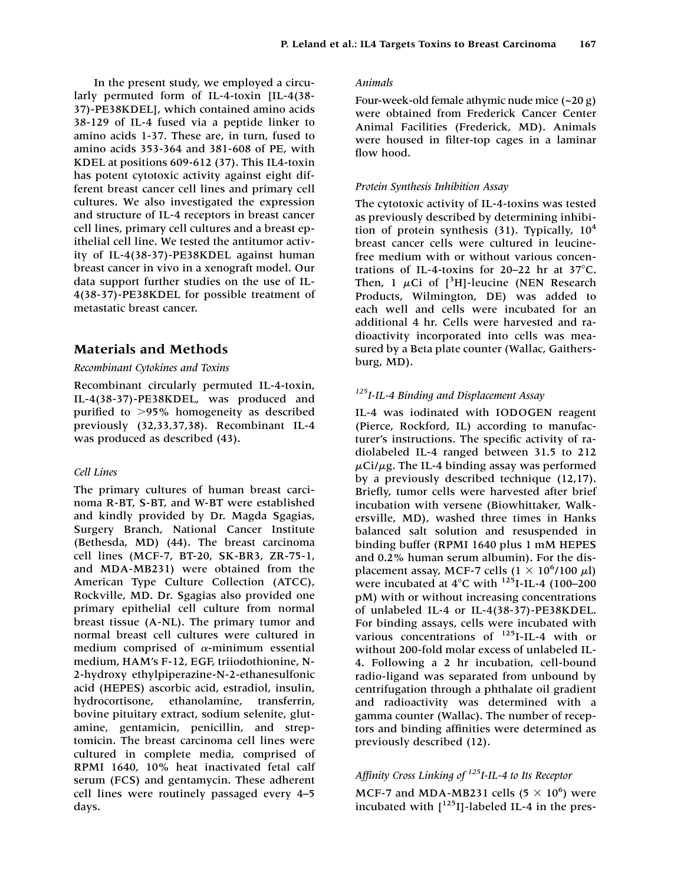In the present study, we employed a circularly permuted form of IL-4-toxin [IL-4(38-37)-PE38KDEL], which contained amino acids 38-129 of IL-4 fused via a peptide linker to amino acids 1-37. These are, in turn, fused to amino acids 353-364 and 381-608 of PE, with KDEL at positions 609-612 (37). This IL4-toxin has potent cytotoxic activity against eight different breast cancer cell lines and primary cell cultures. We also investigated the expression and structure of IL-4 receptors in breast cancer cell lines, primary cell cultures and a breast epithelial cell line. We tested the antitumor activity of IL-4(38-37)-PE38KDEL against human breast cancer in vivo in a xenograft model. Our data support further studies on the use of IL-4(38-37)-PE38KDEL for possible treatment of metastatic breast cancer.

## Materials and Methods

### *Recombinant Cytokines and Toxins*

Recombinant circularly permuted IL-4-toxin, IL-4(38-37)-PE38KDEL, was produced and purified to >95% homogeneity as described previously (32,33,37,38). Recombinant IL-4 was produced as described (43).

### *Cell Lines*

The primary cultures of human breast carcinoma R-BT, S-BT, and W-BT were established and kindly provided by Dr. Magda Sgagias, Surgery Branch, National Cancer Institute (Bethesda, MD) (44). The breast carcinoma cell lines (MCF-7, BT-20, SK-BR3, ZR-75-1, and MDA-MB231) were obtained from the American Type Culture Collection (ATCC), Rockville, MD. Dr. Sgagias also provided one primary epithelial cell culture from normal breast tissue (A-NL). The primary tumor and normal breast cell cultures were cultured in medium comprised of $\alpha$-minimum essential medium, HAM's F-12, EGF, triiodothionine, N-2-hydroxy ethylpiperazine-N-2-ethanesulfonic acid (HEPES) ascorbic acid, estradiol, insulin, hydrocortisone, ethanolamine, transferrin, bovine pituitary extract, sodium selenite, glutamine, gentamicin, penicillin, and streptomicin. The breast carcinoma cell lines were cultured in complete media, comprised of RPMI 1640, 10% heat inactivated fetal calf serum (FCS) and gentamycin. These adherent cell lines were routinely passaged every 4–5 days.

### *Animals*

Four-week-old female athymic nude mice (~20 g) were obtained from Frederick Cancer Center Animal Facilities (Frederick, MD). Animals were housed in filter-top cages in a laminar flow hood.

### *Protein Synthesis Inhibition Assay*

The cytotoxic activity of IL-4-toxins was tested as previously described by determining inhibition of protein synthesis (31). Typically, $10^4$ breast cancer cells were cultured in leucine-free medium with or without various concentrations of IL-4-toxins for 20–22 hr at 37°C. Then, 1 $\mu$Ci of [$^3$H]-leucine (NEN Research Products, Wilmington, DE) was added to each well and cells were incubated for an additional 4 hr. Cells were harvested and radioactivity incorporated into cells was measured by a Beta plate counter (Wallac, Gaithersburg, MD).

### *$^{125}$I-IL-4 Binding and Displacement Assay*

IL-4 was iodinated with IODOGEN reagent (Pierce, Rockford, IL) according to manufacturer's instructions. The specific activity of radiolabeled IL-4 ranged between 31.5 to 212 $\mu$Ci/$\mu$g. The IL-4 binding assay was performed by a previously described technique (12,17). Briefly, tumor cells were harvested after brief incubation with versene (Biowhittaker, Walkersville, MD), washed three times in Hanks balanced salt solution and resuspended in binding buffer (RPMI 1640 plus 1 mM HEPES and 0.2% human serum albumin). For the displacement assay, MCF-7 cells ($1 \times 10^6$/100 $\mu$l) were incubated at 4°C with $^{125}$I-IL-4 (100–200 pM) with or without increasing concentrations of unlabeled IL-4 or IL-4(38-37)-PE38KDEL. For binding assays, cells were incubated with various concentrations of $^{125}$I-IL-4 with or without 200-fold molar excess of unlabeled IL-4. Following a 2 hr incubation, cell-bound radio-ligand was separated from unbound by centrifugation through a phthalate oil gradient and radioactivity was determined with a gamma counter (Wallac). The number of receptors and binding affinities were determined as previously described (12).

### *Affinity Cross Linking of $^{125}$I-IL-4 to Its Receptor*

MCF-7 and MDA-MB231 cells ($5 \times 10^6$) were incubated with [$^{125}$I]-labeled IL-4 in the pres-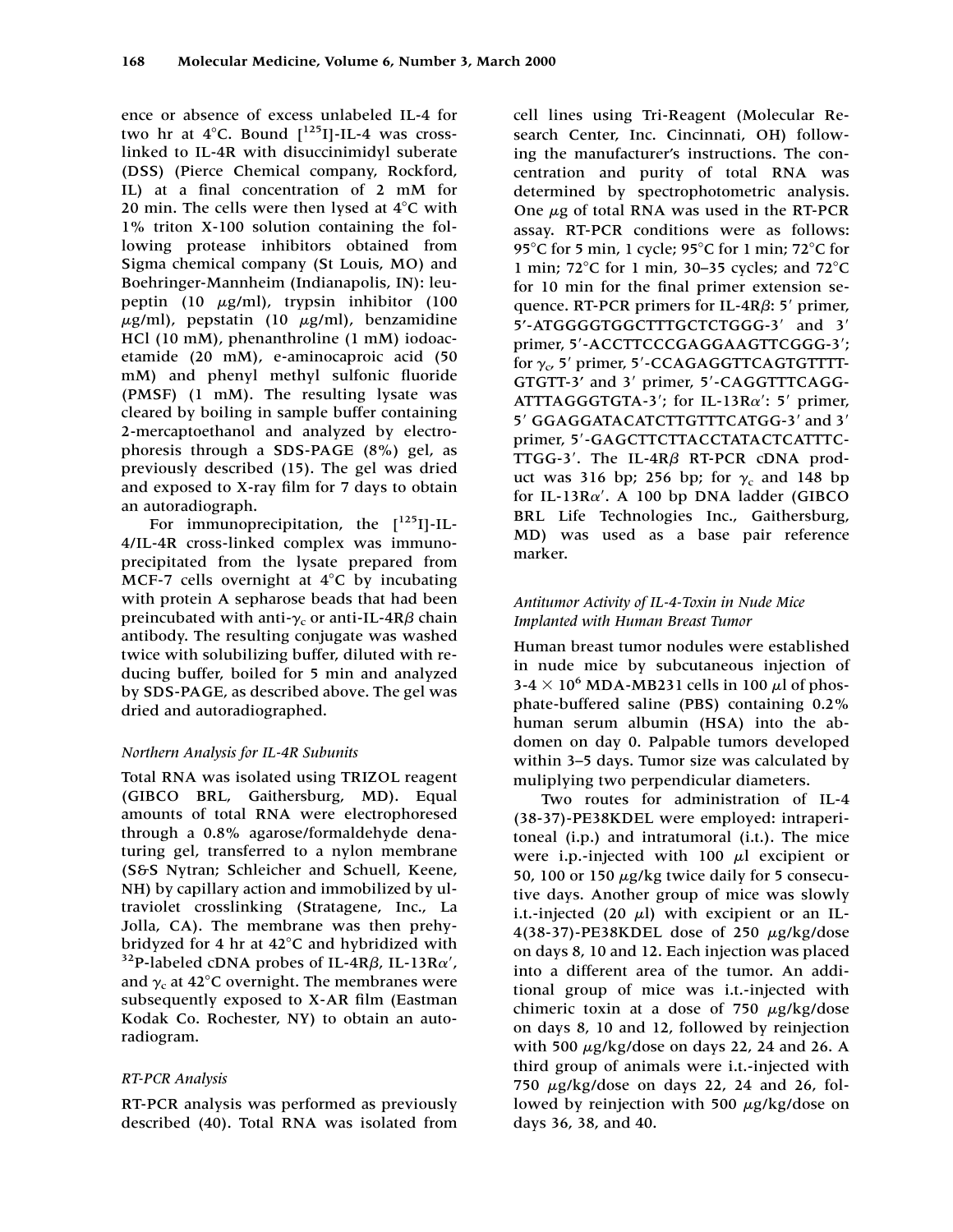ence or absence of excess unlabeled IL-4 for two hr at 4°C. Bound [$^{125}$I]-IL-4 was cross-linked to IL-4R with disuccinimidyl suberate (DSS) (Pierce Chemical company, Rockford, IL) at a final concentration of 2 mM for 20 min. The cells were then lysed at 4°C with 1% triton X-100 solution containing the following protease inhibitors obtained from Sigma chemical company (St Louis, MO) and Boehringer-Mannheim (Indianapolis, IN): leupeptin (10 $\mu$g/ml), trypsin inhibitor (100 $\mu$g/ml), pepstatin (10 $\mu$g/ml), benzamidine HCl (10 mM), phenanthroline (1 mM) iodoacetamide (20 mM), e-aminocaproic acid (50 mM) and phenyl methyl sulfonic fluoride (PMSF) (1 mM). The resulting lysate was cleared by boiling in sample buffer containing 2-mercaptoethanol and analyzed by electrophoresis through a SDS-PAGE (8%) gel, as previously described (15). The gel was dried and exposed to X-ray film for 7 days to obtain an autoradiograph.

For immunoprecipitation, the [$^{125}$I]-IL-4/IL-4R cross-linked complex was immunoprecipitated from the lysate prepared from MCF-7 cells overnight at 4°C by incubating with protein A sepharose beads that had been preincubated with anti-$\gamma_c$ or anti-IL-4R$\beta$ chain antibody. The resulting conjugate was washed twice with solubilizing buffer, diluted with reducing buffer, boiled for 5 min and analyzed by SDS-PAGE, as described above. The gel was dried and autoradiographed.

### *Northern Analysis for IL-4R Subunits*

Total RNA was isolated using TRIZOL reagent (GIBCO BRL, Gaithersburg, MD). Equal amounts of total RNA were electrophoresed through a 0.8% agarose/formaldehyde denaturing gel, transferred to a nylon membrane (S&S Nytran; Schleicher and Schuell, Keene, NH) by capillary action and immobilized by ultraviolet crosslinking (Stratagene, Inc., La Jolla, CA). The membrane was then prehybridyzed for 4 hr at 42°C and hybridized with $^{32}$P-labeled cDNA probes of IL-4R$\beta$, IL-13R$\alpha'$, and $\gamma_c$ at 42°C overnight. The membranes were subsequently exposed to X-AR film (Eastman Kodak Co. Rochester, NY) to obtain an autoradiogram.

### *RT-PCR Analysis*

RT-PCR analysis was performed as previously described (40). Total RNA was isolated from cell lines using Tri-Reagent (Molecular Research Center, Inc. Cincinnati, OH) following the manufacturer's instructions. The concentration and purity of total RNA was determined by spectrophotometric analysis. One $\mu$g of total RNA was used in the RT-PCR assay. RT-PCR conditions were as follows: 95°C for 5 min, 1 cycle; 95°C for 1 min; 72°C for 1 min; 72°C for 1 min, 30–35 cycles; and 72°C for 10 min for the final primer extension sequence. RT-PCR primers for IL-4R$\beta$: 5′ primer, 5′-ATGGGGTGGCTTTGCTCTGGG-3′ and 3′ primer, 5′-ACCTTCCCGAGGAAGTTCGGG-3′; for $\gamma_c$, 5′ primer, 5′-CCAGAGGTTCAGTGTTTTGTGTT-3′ and 3′ primer, 5′-CAGGTTTCAGGATTTAGGGTGTA-3′; for IL-13R$\alpha'$: 5′ primer, 5′ GGAGGATACATCTTGTTTCATGG-3′ and 3′ primer, 5′-GAGCTTCTTACCTATACTCATTTCTTGG-3′. The IL-4R$\beta$ RT-PCR cDNA product was 316 bp; 256 bp; for $\gamma_c$ and 148 bp for IL-13R$\alpha'$. A 100 bp DNA ladder (GIBCO BRL Life Technologies Inc., Gaithersburg, MD) was used as a base pair reference marker.

### *Antitumor Activity of IL-4-Toxin in Nude Mice Implanted with Human Breast Tumor*

Human breast tumor nodules were established in nude mice by subcutaneous injection of 3-4 $\times$ 10$^6$ MDA-MB231 cells in 100 $\mu$l of phosphate-buffered saline (PBS) containing 0.2% human serum albumin (HSA) into the abdomen on day 0. Palpable tumors developed within 3–5 days. Tumor size was calculated by muliplying two perpendicular diameters.

Two routes for administration of IL-4(38-37)-PE38KDEL were employed: intraperitoneal (i.p.) and intratumoral (i.t.). The mice were i.p.-injected with 100 $\mu$l excipient or 50, 100 or 150 $\mu$g/kg twice daily for 5 consecutive days. Another group of mice was slowly i.t.-injected (20 $\mu$l) with excipient or an IL-4(38-37)-PE38KDEL dose of 250 $\mu$g/kg/dose on days 8, 10 and 12. Each injection was placed into a different area of the tumor. An additional group of mice was i.t.-injected with chimeric toxin at a dose of 750 $\mu$g/kg/dose on days 8, 10 and 12, followed by reinjection with 500 $\mu$g/kg/dose on days 22, 24 and 26. A third group of animals were i.t.-injected with 750 $\mu$g/kg/dose on days 22, 24 and 26, followed by reinjection with 500 $\mu$g/kg/dose on days 36, 38, and 40.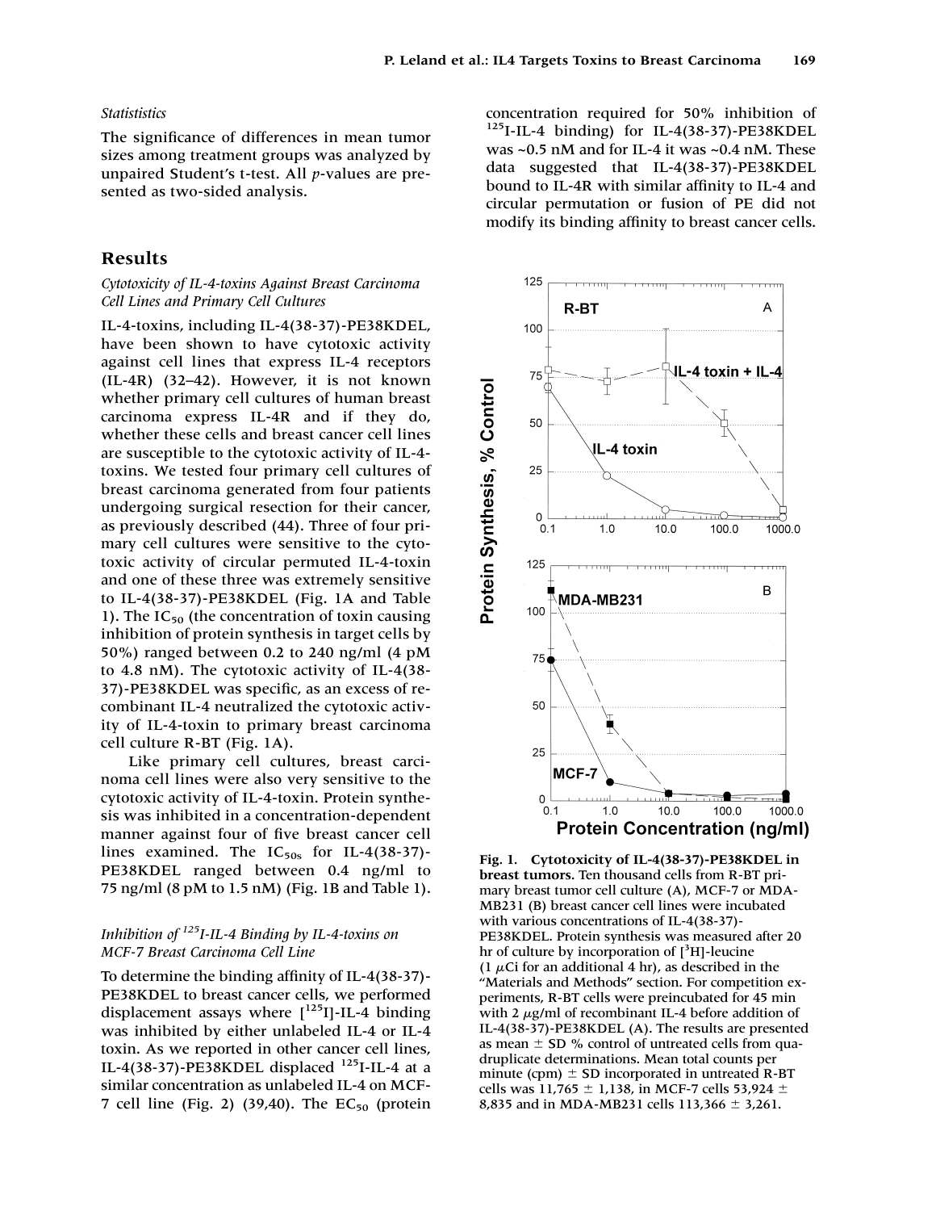*Statistics*

The significance of differences in mean tumor sizes among treatment groups was analyzed by unpaired Student's t-test. All *p*-values are presented as two-sided analysis.

## Results

*Cytotoxicity of IL-4-toxins Against Breast Carcinoma Cell Lines and Primary Cell Cultures*

IL-4-toxins, including IL-4(38-37)-PE38KDEL, have been shown to have cytotoxic activity against cell lines that express IL-4 receptors (IL-4R) (32–42). However, it is not known whether primary cell cultures of human breast carcinoma express IL-4R and if they do, whether these cells and breast cancer cell lines are susceptible to the cytotoxic activity of IL-4-toxins. We tested four primary cell cultures of breast carcinoma generated from four patients undergoing surgical resection for their cancer, as previously described (44). Three of four primary cell cultures were sensitive to the cytotoxic activity of circular permuted IL-4-toxin and one of these three was extremely sensitive to IL-4(38-37)-PE38KDEL (Fig. 1A and Table 1). The $IC_{50}$ (the concentration of toxin causing inhibition of protein synthesis in target cells by 50%) ranged between 0.2 to 240 ng/ml (4 pM to 4.8 nM). The cytotoxic activity of IL-4(38-37)-PE38KDEL was specific, as an excess of recombinant IL-4 neutralized the cytotoxic activity of IL-4-toxin to primary breast carcinoma cell culture R-BT (Fig. 1A).

Like primary cell cultures, breast carcinoma cell lines were also very sensitive to the cytotoxic activity of IL-4-toxin. Protein synthesis was inhibited in a concentration-dependent manner against four of five breast cancer cell lines examined. The $IC_{50s}$ for IL-4(38-37)-PE38KDEL ranged between 0.4 ng/ml to 75 ng/ml (8 pM to 1.5 nM) (Fig. 1B and Table 1).

*Inhibition of $^{125}$I-IL-4 Binding by IL-4-toxins on MCF-7 Breast Carcinoma Cell Line*

To determine the binding affinity of IL-4(38-37)-PE38KDEL to breast cancer cells, we performed displacement assays where [$^{125}$I]-IL-4 binding was inhibited by either unlabeled IL-4 or IL-4 toxin. As we reported in other cancer cell lines, IL-4(38-37)-PE38KDEL displaced $^{125}$I-IL-4 at a similar concentration as unlabeled IL-4 on MCF-7 cell line (Fig. 2) (39,40). The $EC_{50}$ (protein concentration required for 50% inhibition of $^{125}$I-IL-4 binding) for IL-4(38-37)-PE38KDEL was ~0.5 nM and for IL-4 it was ~0.4 nM. These data suggested that IL-4(38-37)-PE38KDEL bound to IL-4R with similar affinity to IL-4 and circular permutation or fusion of PE did not modify its binding affinity to breast cancer cells.

**Fig. 1. Cytotoxicity of IL-4(38-37)-PE38KDEL in breast tumors.** Ten thousand cells from R-BT primary breast tumor cell culture (A), MCF-7 or MDA-MB231 (B) breast cancer cell lines were incubated with various concentrations of IL-4(38-37)-PE38KDEL. Protein synthesis was measured after 20 hr of culture by incorporation of [$^{3}$H]-leucine (1 $\mu$Ci for an additional 4 hr), as described in the "Materials and Methods" section. For competition experiments, R-BT cells were preincubated for 45 min with 2 $\mu$g/ml of recombinant IL-4 before addition of IL-4(38-37)-PE38KDEL (A). The results are presented as mean ± SD % control of untreated cells from quadruplicate determinations. Mean total counts per minute (cpm) ± SD incorporated in untreated R-BT cells was 11,765 ± 1,138, in MCF-7 cells 53,924 ± 8,835 and in MDA-MB231 cells 113,366 ± 3,261.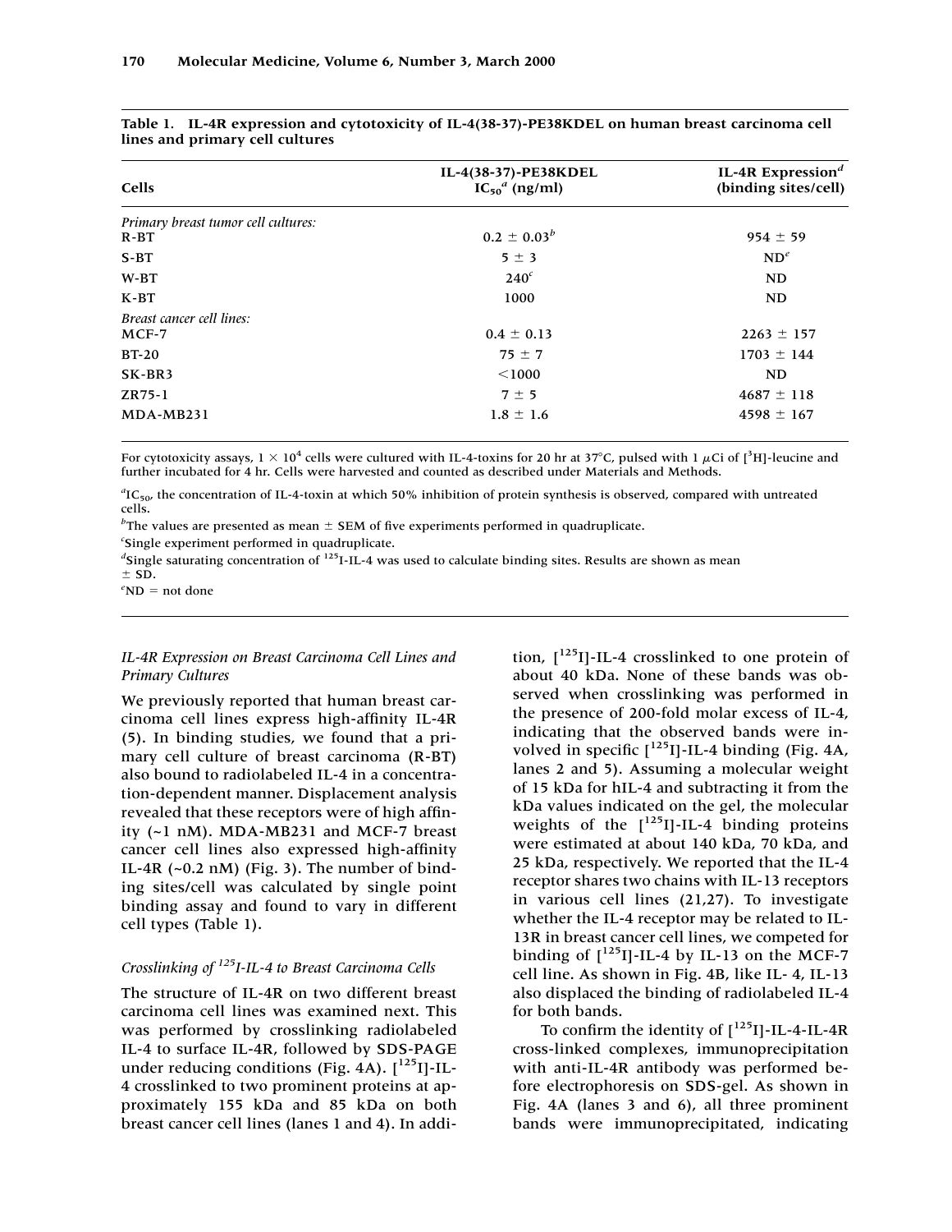**Table 1. IL-4R expression and cytotoxicity of IL-4(38-37)-PE38KDEL on human breast carcinoma cell lines and primary cell cultures**

| Cells | IL-4(38-37)-PE38KDEL $IC_{50}$[a] (ng/ml) | IL-4R Expression[d] (binding sites/cell) |
|---|---|---|
| *Primary breast tumor cell cultures:* | | |
| R-BT | 0.2 ± 0.03[b] | 954 ± 59 |
| S-BT | 5 ± 3 | ND[e] |
| W-BT | 240[c] | ND |
| K-BT | 1000 | ND |
| *Breast cancer cell lines:* | | |
| MCF-7 | 0.4 ± 0.13 | 2263 ± 157 |
| BT-20 | 75 ± 7 | 1703 ± 144 |
| SK-BR3 | <1000 | ND |
| ZR75-1 | 7 ± 5 | 4687 ± 118 |
| MDA-MB231 | 1.8 ± 1.6 | 4598 ± 167 |

For cytotoxicity assays, $1 \times 10^4$ cells were cultured with IL-4-toxins for 20 hr at 37°C, pulsed with 1 μCi of [$^3$H]-leucine and further incubated for 4 hr. Cells were harvested and counted as described under Materials and Methods.

[a] $IC_{50}$, the concentration of IL-4-toxin at which 50% inhibition of protein synthesis is observed, compared with untreated cells.

[b] The values are presented as mean ± SEM of five experiments performed in quadruplicate.

[c] Single experiment performed in quadruplicate.

[d] Single saturating concentration of $^{125}$I-IL-4 was used to calculate binding sites. Results are shown as mean ± SD.

[e] ND = not done

### *IL-4R Expression on Breast Carcinoma Cell Lines and Primary Cultures*

We previously reported that human breast carcinoma cell lines express high-affinity IL-4R (5). In binding studies, we found that a primary cell culture of breast carcinoma (R-BT) also bound to radiolabeled IL-4 in a concentration-dependent manner. Displacement analysis revealed that these receptors were of high affinity (~1 nM). MDA-MB231 and MCF-7 breast cancer cell lines also expressed high-affinity IL-4R (~0.2 nM) (Fig. 3). The number of binding sites/cell was calculated by single point binding assay and found to vary in different cell types (Table 1).

### *Crosslinking of $^{125}$I-IL-4 to Breast Carcinoma Cells*

The structure of IL-4R on two different breast carcinoma cell lines was examined next. This was performed by crosslinking radiolabeled IL-4 to surface IL-4R, followed by SDS-PAGE under reducing conditions (Fig. 4A). [$^{125}$I]-IL-4 crosslinked to two prominent proteins at approximately 155 kDa and 85 kDa on both breast cancer cell lines (lanes 1 and 4). In addition, [$^{125}$I]-IL-4 crosslinked to one protein of about 40 kDa. None of these bands was observed when crosslinking was performed in the presence of 200-fold molar excess of IL-4, indicating that the observed bands were involved in specific [$^{125}$I]-IL-4 binding (Fig. 4A, lanes 2 and 5). Assuming a molecular weight of 15 kDa for hIL-4 and subtracting it from the kDa values indicated on the gel, the molecular weights of the [$^{125}$I]-IL-4 binding proteins were estimated at about 140 kDa, 70 kDa, and 25 kDa, respectively. We reported that the IL-4 receptor shares two chains with IL-13 receptors in various cell lines (21,27). To investigate whether the IL-4 receptor may be related to IL-13R in breast cancer cell lines, we competed for binding of [$^{125}$I]-IL-4 by IL-13 on the MCF-7 cell line. As shown in Fig. 4B, like IL- 4, IL-13 also displaced the binding of radiolabeled IL-4 for both bands.

To confirm the identity of [$^{125}$I]-IL-4-IL-4R cross-linked complexes, immunoprecipitation with anti-IL-4R antibody was performed before electrophoresis on SDS-gel. As shown in Fig. 4A (lanes 3 and 6), all three prominent bands were immunoprecipitated, indicating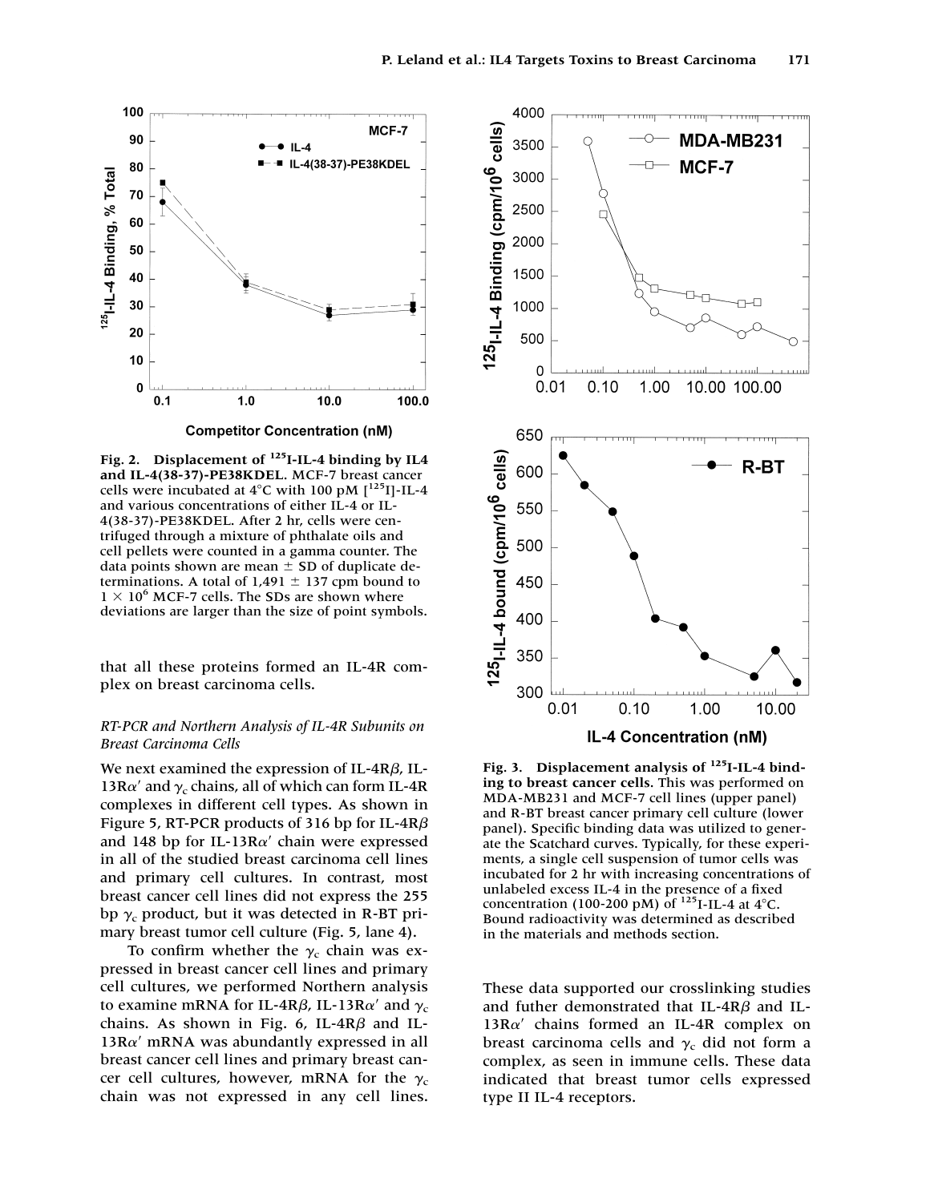**Fig. 2. Displacement of $^{125}$I-IL-4 binding by IL4 and IL-4(38-37)-PE38KDEL.** MCF-7 breast cancer cells were incubated at 4°C with 100 pM [$^{125}$I]-IL-4 and various concentrations of either IL-4 or IL-4(38-37)-PE38KDEL. After 2 hr, cells were centrifuged through a mixture of phthalate oils and cell pellets were counted in a gamma counter. The data points shown are mean ± SD of duplicate determinations. A total of 1,491 ± 137 cpm bound to $1 \times 10^6$ MCF-7 cells. The SDs are shown where deviations are larger than the size of point symbols.

that all these proteins formed an IL-4R complex on breast carcinoma cells.

*RT-PCR and Northern Analysis of IL-4R Subunits on Breast Carcinoma Cells*

We next examined the expression of IL-4R$\beta$, IL-13R$\alpha'$ and $\gamma_c$ chains, all of which can form IL-4R complexes in different cell types. As shown in Figure 5, RT-PCR products of 316 bp for IL-4R$\beta$ and 148 bp for IL-13R$\alpha'$ chain were expressed in all of the studied breast carcinoma cell lines and primary cell cultures. In contrast, most breast cancer cell lines did not express the 255 bp $\gamma_c$ product, but it was detected in R-BT primary breast tumor cell culture (Fig. 5, lane 4).

To confirm whether the $\gamma_c$ chain was expressed in breast cancer cell lines and primary cell cultures, we performed Northern analysis to examine mRNA for IL-4R$\beta$, IL-13R$\alpha'$ and $\gamma_c$ chains. As shown in Fig. 6, IL-4R$\beta$ and IL-13R$\alpha'$ mRNA was abundantly expressed in all breast cancer cell lines and primary breast cancer cell cultures, however, mRNA for the $\gamma_c$ chain was not expressed in any cell lines.

**Fig. 3. Displacement analysis of $^{125}$I-IL-4 binding to breast cancer cells.** This was performed on MDA-MB231 and MCF-7 cell lines (upper panel) and R-BT breast cancer primary cell culture (lower panel). Specific binding data was utilized to generate the Scatchard curves. Typically, for these experiments, a single cell suspension of tumor cells was incubated for 2 hr with increasing concentrations of unlabeled excess IL-4 in the presence of a fixed concentration (100-200 pM) of $^{125}$I-IL-4 at 4°C. Bound radioactivity was determined as described in the materials and methods section.

These data supported our crosslinking studies and futher demonstrated that IL-4R$\beta$ and IL-13R$\alpha'$ chains formed an IL-4R complex on breast carcinoma cells and $\gamma_c$ did not form a complex, as seen in immune cells. These data indicated that breast tumor cells expressed type II IL-4 receptors.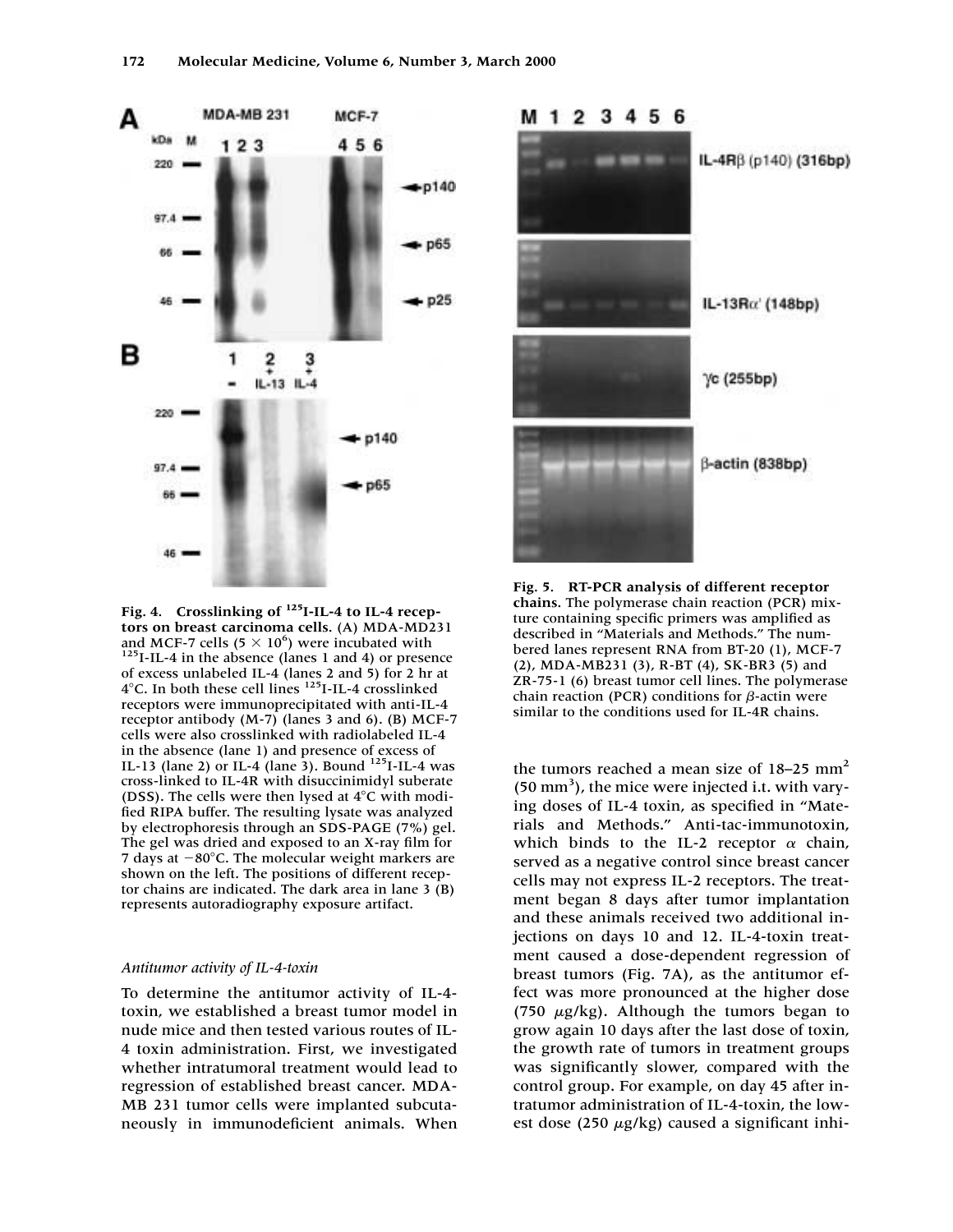Fig. 4. **Crosslinking of $^{125}$I-IL-4 to IL-4 receptors on breast carcinoma cells.** (A) MDA-MD231 and MCF-7 cells ($5 \times 10^6$) were incubated with $^{125}$I-IL-4 in the absence (lanes 1 and 4) or presence of excess unlabeled IL-4 (lanes 2 and 5) for 2 hr at 4°C. In both these cell lines $^{125}$I-IL-4 crosslinked receptors were immunoprecipitated with anti-IL-4 receptor antibody (M-7) (lanes 3 and 6). (B) MCF-7 cells were also crosslinked with radiolabeled IL-4 in the absence (lane 1) and presence of excess of IL-13 (lane 2) or IL-4 (lane 3). Bound $^{125}$I-IL-4 was cross-linked to IL-4R with disuccinimidyl suberate (DSS). The cells were then lysed at 4°C with modified RIPA buffer. The resulting lysate was analyzed by electrophoresis through an SDS-PAGE (7%) gel. The gel was dried and exposed to an X-ray film for 7 days at −80°C. The molecular weight markers are shown on the left. The positions of different receptor chains are indicated. The dark area in lane 3 (B) represents autoradiography exposure artifact.

Fig. 5. **RT-PCR analysis of different receptor chains.** The polymerase chain reaction (PCR) mixture containing specific primers was amplified as described in "Materials and Methods." The numbered lanes represent RNA from BT-20 (1), MCF-7 (2), MDA-MB231 (3), R-BT (4), SK-BR3 (5) and ZR-75-1 (6) breast tumor cell lines. The polymerase chain reaction (PCR) conditions for β-actin were similar to the conditions used for IL-4R chains.

### *Antitumor activity of IL-4-toxin*

To determine the antitumor activity of IL-4-toxin, we established a breast tumor model in nude mice and then tested various routes of IL-4 toxin administration. First, we investigated whether intratumoral treatment would lead to regression of established breast cancer. MDA-MB 231 tumor cells were implanted subcutaneously in immunodeficient animals. When the tumors reached a mean size of 18–25 mm$^2$ (50 mm$^3$), the mice were injected i.t. with varying doses of IL-4 toxin, as specified in "Materials and Methods." Anti-tac-immunotoxin, which binds to the IL-2 receptor α chain, served as a negative control since breast cancer cells may not express IL-2 receptors. The treatment began 8 days after tumor implantation and these animals received two additional injections on days 10 and 12. IL-4-toxin treatment caused a dose-dependent regression of breast tumors (Fig. 7A), as the antitumor effect was more pronounced at the higher dose (750 μg/kg). Although the tumors began to grow again 10 days after the last dose of toxin, the growth rate of tumors in treatment groups was significantly slower, compared with the control group. For example, on day 45 after intratumor administration of IL-4-toxin, the lowest dose (250 μg/kg) caused a significant inhi-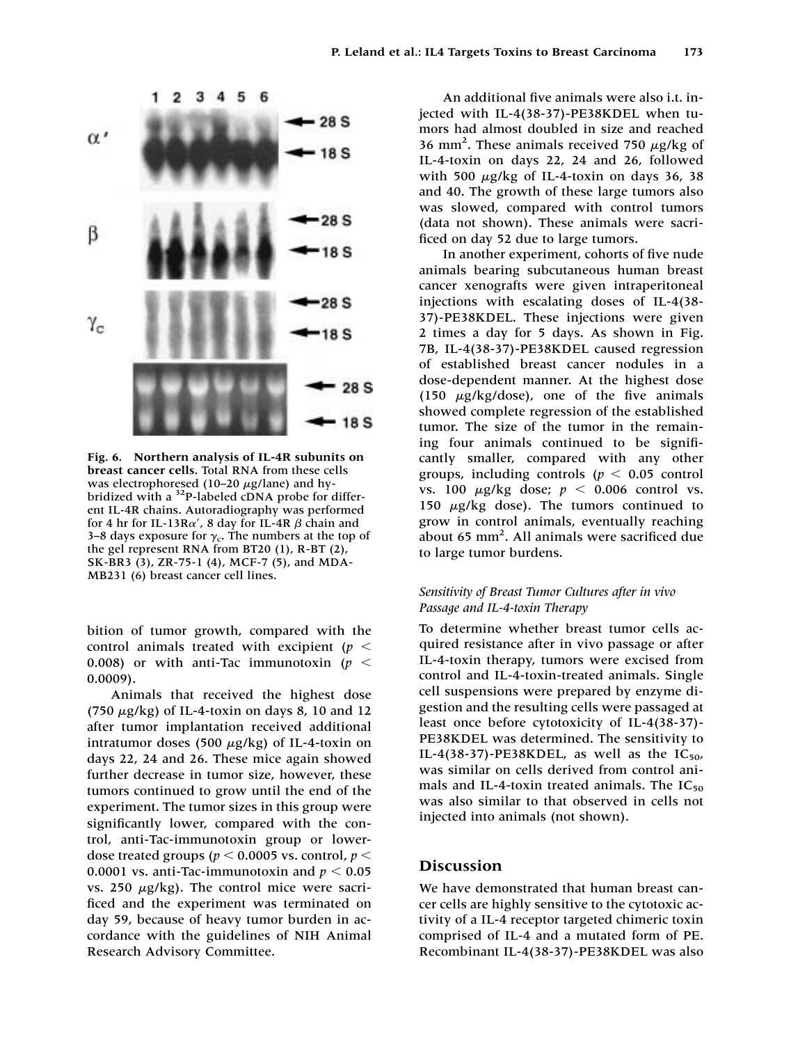Fig. 6. **Northern analysis of IL-4R subunits on breast cancer cells.** Total RNA from these cells was electrophoresed (10–20 μg/lane) and hybridized with a $^{32}$P-labeled cDNA probe for different IL-4R chains. Autoradiography was performed for 4 hr for IL-13Rα′, 8 day for IL-4R β chain and 3–8 days exposure for $\gamma_c$. The numbers at the top of the gel represent RNA from BT20 (1), R-BT (2), SK-BR3 (3), ZR-75-1 (4), MCF-7 (5), and MDA-MB231 (6) breast cancer cell lines.

bition of tumor growth, compared with the control animals treated with excipient ($p < 0.008$) or with anti-Tac immunotoxin ($p < 0.0009$).

Animals that received the highest dose (750 μg/kg) of IL-4-toxin on days 8, 10 and 12 after tumor implantation received additional intratumor doses (500 μg/kg) of IL-4-toxin on days 22, 24 and 26. These mice again showed further decrease in tumor size, however, these tumors continued to grow until the end of the experiment. The tumor sizes in this group were significantly lower, compared with the control, anti-Tac-immunotoxin group or lower-dose treated groups ($p < 0.0005$ vs. control, $p < 0.0001$ vs. anti-Tac-immunotoxin and $p < 0.05$ vs. 250 μg/kg). The control mice were sacrificed and the experiment was terminated on day 59, because of heavy tumor burden in accordance with the guidelines of NIH Animal Research Advisory Committee.

An additional five animals were also i.t. injected with IL-4(38-37)-PE38KDEL when tumors had almost doubled in size and reached 36 mm$^2$. These animals received 750 μg/kg of IL-4-toxin on days 22, 24 and 26, followed with 500 μg/kg of IL-4-toxin on days 36, 38 and 40. The growth of these large tumors also was slowed, compared with control tumors (data not shown). These animals were sacrificed on day 52 due to large tumors.

In another experiment, cohorts of five nude animals bearing subcutaneous human breast cancer xenografts were given intraperitoneal injections with escalating doses of IL-4(38-37)-PE38KDEL. These injections were given 2 times a day for 5 days. As shown in Fig. 7B, IL-4(38-37)-PE38KDEL caused regression of established breast cancer nodules in a dose-dependent manner. At the highest dose (150 μg/kg/dose), one of the five animals showed complete regression of the established tumor. The size of the tumor in the remaining four animals continued to be significantly smaller, compared with any other groups, including controls ($p < 0.05$ control vs. 100 μg/kg dose; $p < 0.006$ control vs. 150 μg/kg dose). The tumors continued to grow in control animals, eventually reaching about 65 mm$^2$. All animals were sacrificed due to large tumor burdens.

### *Sensitivity of Breast Tumor Cultures after in vivo Passage and IL-4-toxin Therapy*

To determine whether breast tumor cells acquired resistance after in vivo passage or after IL-4-toxin therapy, tumors were excised from control and IL-4-toxin-treated animals. Single cell suspensions were prepared by enzyme digestion and the resulting cells were passaged at least once before cytotoxicity of IL-4(38-37)-PE38KDEL was determined. The sensitivity to IL-4(38-37)-PE38KDEL, as well as the $IC_{50}$, was similar on cells derived from control animals and IL-4-toxin treated animals. The $IC_{50}$ was also similar to that observed in cells not injected into animals (not shown).

## Discussion

We have demonstrated that human breast cancer cells are highly sensitive to the cytotoxic activity of a IL-4 receptor targeted chimeric toxin comprised of IL-4 and a mutated form of PE. Recombinant IL-4(38-37)-PE38KDEL was also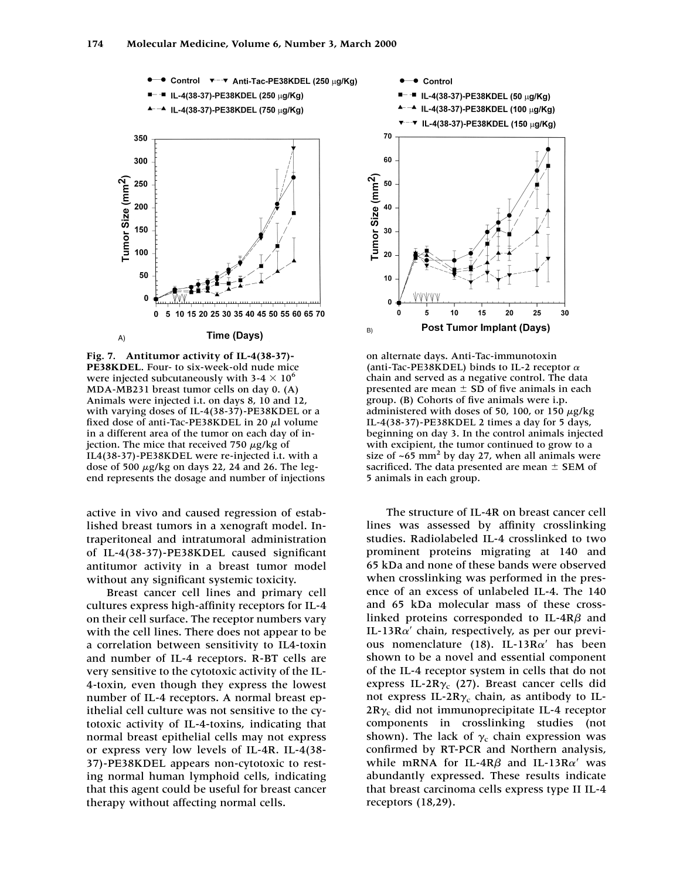**Fig. 7. Antitumor activity of IL-4(38-37)-PE38KDEL.** Four- to six-week-old nude mice were injected subcutaneously with 3-4 × $10^6$ MDA-MB231 breast tumor cells on day 0. (A) Animals were injected i.t. on days 8, 10 and 12, with varying doses of IL-4(38-37)-PE38KDEL or a fixed dose of anti-Tac-PE38KDEL in 20 $\mu$l volume in a different area of the tumor on each day of injection. The mice that received 750 $\mu$g/kg of IL4(38-37)-PE38KDEL were re-injected i.t. with a dose of 500 $\mu$g/kg on days 22, 24 and 26. The legend represents the dosage and number of injections on alternate days. Anti-Tac-immunotoxin (anti-Tac-PE38KDEL) binds to IL-2 receptor $\alpha$ chain and served as a negative control. The data presented are mean ± SD of five animals in each group. (B) Cohorts of five animals were i.p. administered with doses of 50, 100, or 150 $\mu$g/kg IL-4(38-37)-PE38KDEL 2 times a day for 5 days, beginning on day 3. In the control animals injected with excipient, the tumor continued to grow to a size of ~65 $mm^2$ by day 27, when all animals were sacrificed. The data presented are mean ± SEM of 5 animals in each group.

active in vivo and caused regression of established breast tumors in a xenograft model. Intraperitoneal and intratumoral administration of IL-4(38-37)-PE38KDEL caused significant antitumor activity in a breast tumor model without any significant systemic toxicity.

Breast cancer cell lines and primary cell cultures express high-affinity receptors for IL-4 on their cell surface. The receptor numbers vary with the cell lines. There does not appear to be a correlation between sensitivity to IL4-toxin and number of IL-4 receptors. R-BT cells are very sensitive to the cytotoxic activity of the IL-4-toxin, even though they express the lowest number of IL-4 receptors. A normal breast epithelial cell culture was not sensitive to the cytotoxic activity of IL-4-toxins, indicating that normal breast epithelial cells may not express or express very low levels of IL-4R. IL-4(38-37)-PE38KDEL appears non-cytotoxic to resting normal human lymphoid cells, indicating that this agent could be useful for breast cancer therapy without affecting normal cells.

The structure of IL-4R on breast cancer cell lines was assessed by affinity crosslinking studies. Radiolabeled IL-4 crosslinked to two prominent proteins migrating at 140 and 65 kDa and none of these bands were observed when crosslinking was performed in the presence of an excess of unlabeled IL-4. The 140 and 65 kDa molecular mass of these crosslinked proteins corresponded to IL-4R$\beta$ and IL-13R$\alpha'$ chain, respectively, as per our previous nomenclature (18). IL-13R$\alpha'$ has been shown to be a novel and essential component of the IL-4 receptor system in cells that do not express IL-2R$\gamma_c$ (27). Breast cancer cells did not express IL-2R$\gamma_c$ chain, as antibody to IL-2R$\gamma_c$ did not immunoprecipitate IL-4 receptor components in crosslinking studies (not shown). The lack of $\gamma_c$ chain expression was confirmed by RT-PCR and Northern analysis, while mRNA for IL-4R$\beta$ and IL-13R$\alpha'$ was abundantly expressed. These results indicate that breast carcinoma cells express type II IL-4 receptors (18,29).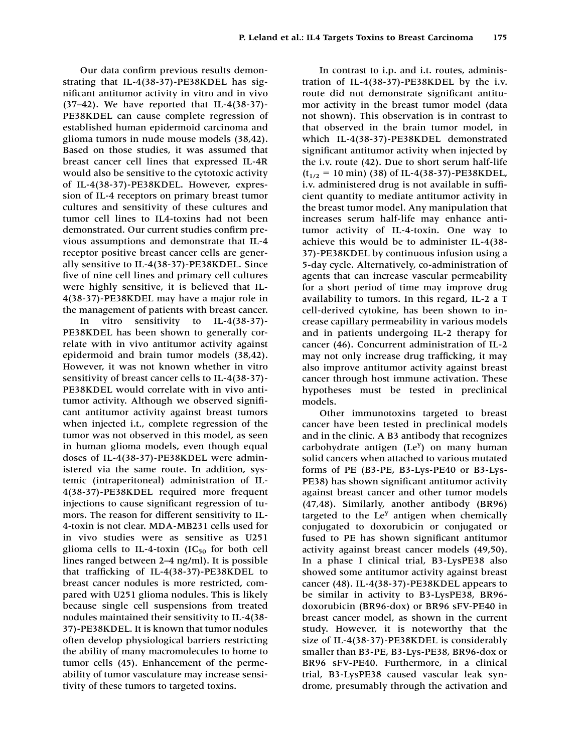Our data confirm previous results demonstrating that IL-4(38-37)-PE38KDEL has significant antitumor activity in vitro and in vivo (37–42). We have reported that IL-4(38-37)-PE38KDEL can cause complete regression of established human epidermoid carcinoma and glioma tumors in nude mouse models (38,42). Based on those studies, it was assumed that breast cancer cell lines that expressed IL-4R would also be sensitive to the cytotoxic activity of IL-4(38-37)-PE38KDEL. However, expression of IL-4 receptors on primary breast tumor cultures and sensitivity of these cultures and tumor cell lines to IL4-toxins had not been demonstrated. Our current studies confirm previous assumptions and demonstrate that IL-4 receptor positive breast cancer cells are generally sensitive to IL-4(38-37)-PE38KDEL. Since five of nine cell lines and primary cell cultures were highly sensitive, it is believed that IL-4(38-37)-PE38KDEL may have a major role in the management of patients with breast cancer.

In vitro sensitivity to IL-4(38-37)-PE38KDEL has been shown to generally correlate with in vivo antitumor activity against epidermoid and brain tumor models (38,42). However, it was not known whether in vitro sensitivity of breast cancer cells to IL-4(38-37)-PE38KDEL would correlate with in vivo antitumor activity. Although we observed significant antitumor activity against breast tumors when injected i.t., complete regression of the tumor was not observed in this model, as seen in human glioma models, even though equal doses of IL-4(38-37)-PE38KDEL were administered via the same route. In addition, systemic (intraperitoneal) administration of IL-4(38-37)-PE38KDEL required more frequent injections to cause significant regression of tumors. The reason for different sensitivity to IL-4-toxin is not clear. MDA-MB231 cells used for in vivo studies were as sensitive as U251 glioma cells to IL-4-toxin ($IC_{50}$ for both cell lines ranged between 2–4 ng/ml). It is possible that trafficking of IL-4(38-37)-PE38KDEL to breast cancer nodules is more restricted, compared with U251 glioma nodules. This is likely because single cell suspensions from treated nodules maintained their sensitivity to IL-4(38-37)-PE38KDEL. It is known that tumor nodules often develop physiological barriers restricting the ability of many macromolecules to home to tumor cells (45). Enhancement of the permeability of tumor vasculature may increase sensitivity of these tumors to targeted toxins.

In contrast to i.p. and i.t. routes, administration of IL-4(38-37)-PE38KDEL by the i.v. route did not demonstrate significant antitumor activity in the breast tumor model (data not shown). This observation is in contrast to that observed in the brain tumor model, in which IL-4(38-37)-PE38KDEL demonstrated significant antitumor activity when injected by the i.v. route (42). Due to short serum half-life ($t_{1/2}$ = 10 min) (38) of IL-4(38-37)-PE38KDEL, i.v. administered drug is not available in sufficient quantity to mediate antitumor activity in the breast tumor model. Any manipulation that increases serum half-life may enhance antitumor activity of IL-4-toxin. One way to achieve this would be to administer IL-4(38-37)-PE38KDEL by continuous infusion using a 5-day cycle. Alternatively, co-administration of agents that can increase vascular permeability for a short period of time may improve drug availability to tumors. In this regard, IL-2 a T cell-derived cytokine, has been shown to increase capillary permeability in various models and in patients undergoing IL-2 therapy for cancer (46). Concurrent administration of IL-2 may not only increase drug trafficking, it may also improve antitumor activity against breast cancer through host immune activation. These hypotheses must be tested in preclinical models.

Other immunotoxins targeted to breast cancer have been tested in preclinical models and in the clinic. A B3 antibody that recognizes carbohydrate antigen ($Le^y$) on many human solid cancers when attached to various mutated forms of PE (B3-PE, B3-Lys-PE40 or B3-Lys-PE38) has shown significant antitumor activity against breast cancer and other tumor models (47,48). Similarly, another antibody (BR96) targeted to the $Le^y$ antigen when chemically conjugated to doxorubicin or conjugated or fused to PE has shown significant antitumor activity against breast cancer models (49,50). In a phase I clinical trial, B3-LysPE38 also showed some antitumor activity against breast cancer (48). IL-4(38-37)-PE38KDEL appears to be similar in activity to B3-LysPE38, BR96-doxorubicin (BR96-dox) or BR96 sFV-PE40 in breast cancer model, as shown in the current study. However, it is noteworthy that the size of IL-4(38-37)-PE38KDEL is considerably smaller than B3-PE, B3-Lys-PE38, BR96-dox or BR96 sFV-PE40. Furthermore, in a clinical trial, B3-LysPE38 caused vascular leak syndrome, presumably through the activation and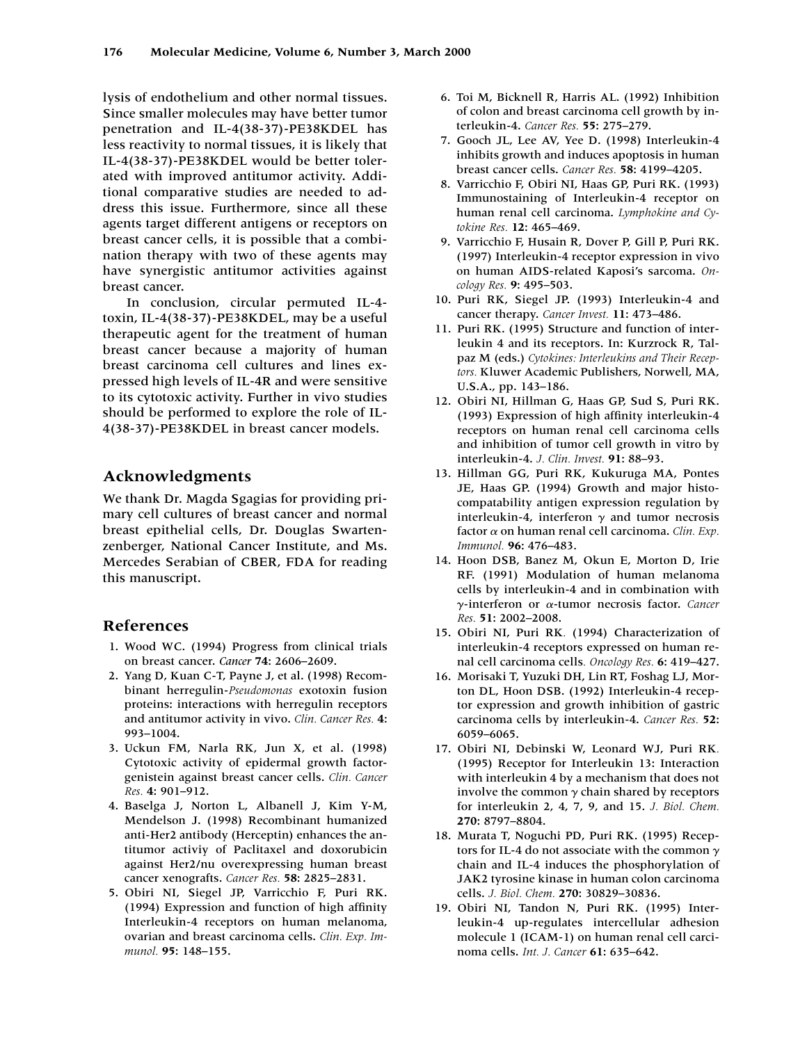lysis of endothelium and other normal tissues. Since smaller molecules may have better tumor penetration and IL-4(38-37)-PE38KDEL has less reactivity to normal tissues, it is likely that IL-4(38-37)-PE38KDEL would be better tolerated with improved antitumor activity. Additional comparative studies are needed to address this issue. Furthermore, since all these agents target different antigens or receptors on breast cancer cells, it is possible that a combination therapy with two of these agents may have synergistic antitumor activities against breast cancer.

In conclusion, circular permuted IL-4-toxin, IL-4(38-37)-PE38KDEL, may be a useful therapeutic agent for the treatment of human breast cancer because a majority of human breast carcinoma cell cultures and lines expressed high levels of IL-4R and were sensitive to its cytotoxic activity. Further in vivo studies should be performed to explore the role of IL-4(38-37)-PE38KDEL in breast cancer models.

## Acknowledgments

We thank Dr. Magda Sgagias for providing primary cell cultures of breast cancer and normal breast epithelial cells, Dr. Douglas Swartenzenberger, National Cancer Institute, and Ms. Mercedes Serabian of CBER, FDA for reading this manuscript.

## References

1. Wood WC. (1994) Progress from clinical trials on breast cancer. *Cancer* **74**: 2606–2609.
2. Yang D, Kuan C-T, Payne J, et al. (1998) Recombinant herregulin-*Pseudomonas* exotoxin fusion proteins: interactions with herregulin receptors and antitumor activity in vivo. *Clin. Cancer Res.* **4**: 993–1004.
3. Uckun FM, Narla RK, Jun X, et al. (1998) Cytotoxic activity of epidermal growth factor-genistein against breast cancer cells. *Clin. Cancer Res.* **4**: 901–912.
4. Baselga J, Norton L, Albanell J, Kim Y-M, Mendelson J. (1998) Recombinant humanized anti-Her2 antibody (Herceptin) enhances the antitumor activiy of Paclitaxel and doxorubicin against Her2/nu overexpressing human breast cancer xenografts. *Cancer Res.* **58**: 2825–2831.
5. Obiri NI, Siegel JP, Varricchio F, Puri RK. (1994) Expression and function of high affinity Interleukin-4 receptors on human melanoma, ovarian and breast carcinoma cells. *Clin. Exp. Immunol.* **95**: 148–155.
6. Toi M, Bicknell R, Harris AL. (1992) Inhibition of colon and breast carcinoma cell growth by interleukin-4. *Cancer Res.* **55**: 275–279.
7. Gooch JL, Lee AV, Yee D. (1998) Interleukin-4 inhibits growth and induces apoptosis in human breast cancer cells. *Cancer Res.* **58**: 4199–4205.
8. Varricchio F, Obiri NI, Haas GP, Puri RK. (1993) Immunostaining of Interleukin-4 receptor on human renal cell carcinoma. *Lymphokine and Cytokine Res.* **12**: 465–469.
9. Varricchio F, Husain R, Dover P, Gill P, Puri RK. (1997) Interleukin-4 receptor expression in vivo on human AIDS-related Kaposi's sarcoma. *Oncology Res.* **9**: 495–503.
10. Puri RK, Siegel JP. (1993) Interleukin-4 and cancer therapy. *Cancer Invest.* **11**: 473–486.
11. Puri RK. (1995) Structure and function of interleukin 4 and its receptors. In: Kurzrock R, Talpaz M (eds.) *Cytokines: Interleukins and Their Receptors.* Kluwer Academic Publishers, Norwell, MA, U.S.A., pp. 143–186.
12. Obiri NI, Hillman G, Haas GP, Sud S, Puri RK. (1993) Expression of high affinity interleukin-4 receptors on human renal cell carcinoma cells and inhibition of tumor cell growth in vitro by interleukin-4. *J. Clin. Invest.* **91**: 88–93.
13. Hillman GG, Puri RK, Kukuruga MA, Pontes JE, Haas GP. (1994) Growth and major histocompatability antigen expression regulation by interleukin-4, interferon $\gamma$ and tumor necrosis factor $\alpha$ on human renal cell carcinoma. *Clin. Exp. Immunol.* **96**: 476–483.
14. Hoon DSB, Banez M, Okun E, Morton D, Irie RF. (1991) Modulation of human melanoma cells by interleukin-4 and in combination with $\gamma$-interferon or $\alpha$-tumor necrosis factor. *Cancer Res.* **51**: 2002–2008.
15. Obiri NI, Puri RK. (1994) Characterization of interleukin-4 receptors expressed on human renal cell carcinoma cells. *Oncology Res.* **6**: 419–427.
16. Morisaki T, Yuzuki DH, Lin RT, Foshag LJ, Morton DL, Hoon DSB. (1992) Interleukin-4 receptor expression and growth inhibition of gastric carcinoma cells by interleukin-4. *Cancer Res.* **52**: 6059–6065.
17. Obiri NI, Debinski W, Leonard WJ, Puri RK. (1995) Receptor for Interleukin 13: Interaction with interleukin 4 by a mechanism that does not involve the common $\gamma$ chain shared by receptors for interleukin 2, 4, 7, 9, and 15. *J. Biol. Chem.* **270**: 8797–8804.
18. Murata T, Noguchi PD, Puri RK. (1995) Receptors for IL-4 do not associate with the common $\gamma$ chain and IL-4 induces the phosphorylation of JAK2 tyrosine kinase in human colon carcinoma cells. *J. Biol. Chem.* **270**: 30829–30836.
19. Obiri NI, Tandon N, Puri RK. (1995) Interleukin-4 up-regulates intercellular adhesion molecule 1 (ICAM-1) on human renal cell carcinoma cells. *Int. J. Cancer* **61**: 635–642.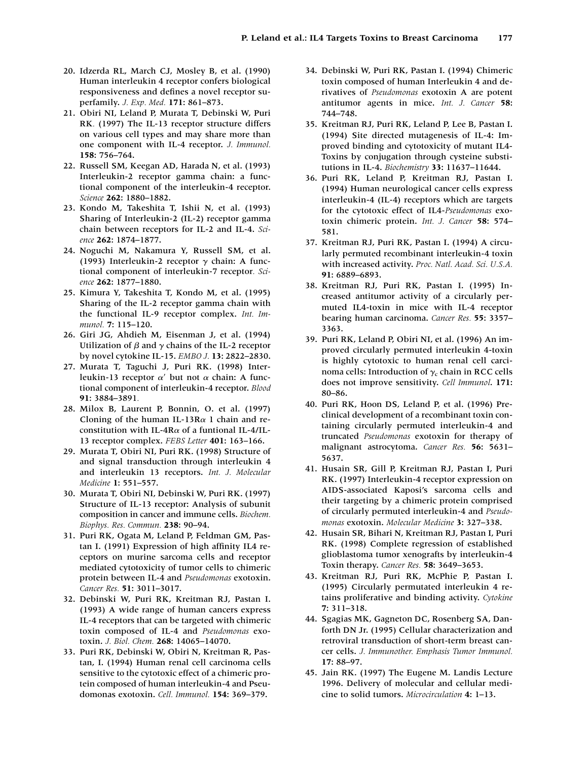20. Idzerda RL, March CJ, Mosley B, et al. (1990) Human interleukin 4 receptor confers biological responsiveness and defines a novel receptor superfamily. *J. Exp. Med.* **171:** 861–873.
21. Obiri NI, Leland P, Murata T, Debinski W, Puri RK. (1997) The IL-13 receptor structure differs on various cell types and may share more than one component with IL-4 receptor. *J. Immunol.* **158:** 756–764.
22. Russell SM, Keegan AD, Harada N, et al. (1993) Interleukin-2 receptor gamma chain: a functional component of the interleukin-4 receptor. *Science* **262:** 1880–1882.
23. Kondo M, Takeshita T, Ishii N, et al. (1993) Sharing of Interleukin-2 (IL-2) receptor gamma chain between receptors for IL-2 and IL-4. *Science* **262:** 1874–1877.
24. Noguchi M, Nakamura Y, Russell SM, et al. (1993) Interleukin-2 receptor $\gamma$ chain: A functional component of interleukin-7 receptor. *Science* **262:** 1877–1880.
25. Kimura Y, Takeshita T, Kondo M, et al. (1995) Sharing of the IL-2 receptor gamma chain with the functional IL-9 receptor complex. *Int. Immunol.* **7:** 115–120.
26. Giri JG, Ahdieh M, Eisenman J, et al. (1994) Utilization of $\beta$ and $\gamma$ chains of the IL-2 receptor by novel cytokine IL-15. *EMBO J.* **13:** 2822–2830.
27. Murata T, Taguchi J, Puri RK. (1998) Interleukin-13 receptor $\alpha'$ but not $\alpha$ chain: A functional component of interleukin-4 receptor. *Blood* **91:** 3884–3891.
28. Milox B, Laurent P, Bonnin, O. et al. (1997) Cloning of the human IL-13R$\alpha$ 1 chain and reconstitution with IL-4R$\alpha$ of a funtional IL-4/IL-13 receptor complex. *FEBS Letter* **401:** 163–166.
29. Murata T, Obiri NI, Puri RK. (1998) Structure of and signal transduction through interleukin 4 and interleukin 13 receptors. *Int. J. Molecular Medicine* **1:** 551–557.
30. Murata T, Obiri NI, Debinski W, Puri RK. (1997) Structure of IL-13 receptor: Analysis of subunit composition in cancer and immune cells. *Biochem. Biophys. Res. Commun.* **238:** 90–94.
31. Puri RK, Ogata M, Leland P, Feldman GM, Pastan I. (1991) Expression of high affinity IL4 receptors on murine sarcoma cells and receptor mediated cytotoxicity of tumor cells to chimeric protein between IL-4 and *Pseudomonas* exotoxin. *Cancer Res.* **51:** 3011–3017.
32. Debinski W, Puri RK, Kreitman RJ, Pastan I. (1993) A wide range of human cancers express IL-4 receptors that can be targeted with chimeric toxin composed of IL-4 and *Pseudomonas* exotoxin. *J. Biol. Chem.* **268:** 14065–14070.
33. Puri RK, Debinski W, Obiri N, Kreitman R, Pastan, I. (1994) Human renal cell carcinoma cells sensitive to the cytotoxic effect of a chimeric protein composed of human interleukin-4 and Pseudomonas exotoxin. *Cell. Immunol.* **154:** 369–379.
34. Debinski W, Puri RK, Pastan I. (1994) Chimeric toxin composed of human Interleukin 4 and derivatives of *Pseudomonas* exotoxin A are potent antitumor agents in mice. *Int. J. Cancer* **58:** 744–748.
35. Kreitman RJ, Puri RK, Leland P, Lee B, Pastan I. (1994) Site directed mutagenesis of IL-4: Improved binding and cytotoxicity of mutant IL4-Toxins by conjugation through cysteine substitutions in IL-4. *Biochemistry* **33:** 11637–11644.
36. Puri RK, Leland P, Kreitman RJ, Pastan I. (1994) Human neurological cancer cells express interleukin-4 (IL-4) receptors which are targets for the cytotoxic effect of IL4-*Pseudomonas* exotoxin chimeric protein. *Int. J. Cancer* **58:** 574–581.
37. Kreitman RJ, Puri RK, Pastan I. (1994) A circularly permuted recombinant interleukin-4 toxin with increased activity. *Proc. Natl. Acad. Sci. U.S.A.* **91:** 6889–6893.
38. Kreitman RJ, Puri RK, Pastan I. (1995) Increased antitumor activity of a circularly permuted IL4-toxin in mice with IL-4 receptor bearing human carcinoma. *Cancer Res.* **55:** 3357–3363.
39. Puri RK, Leland P, Obiri NI, et al. (1996) An improved circularly permuted interleukin 4-toxin is highly cytotoxic to human renal cell carcinoma cells: Introduction of $\gamma_c$ chain in RCC cells does not improve sensitivity. *Cell Immunol.* **171:** 80–86.
40. Puri RK, Hoon DS, Leland P, et al. (1996) Preclinical development of a recombinant toxin containing circularly permuted interleukin-4 and truncated *Pseudomonas* exotoxin for therapy of malignant astrocytoma. *Cancer Res.* **56:** 5631–5637.
41. Husain SR, Gill P, Kreitman RJ, Pastan I, Puri RK. (1997) Interleukin-4 receptor expression on AIDS-associated Kaposi's sarcoma cells and their targeting by a chimeric protein comprised of circularly permuted interleukin-4 and *Pseudomonas* exotoxin. *Molecular Medicine* **3:** 327–338.
42. Husain SR, Bihari N, Kreitman RJ, Pastan I, Puri RK. (1998) Complete regression of established glioblastoma tumor xenografts by interleukin-4 Toxin therapy. *Cancer Res.* **58:** 3649–3653.
43. Kreitman RJ, Puri RK, McPhie P, Pastan I. (1995) Circularly permutated interleukin 4 retains proliferative and binding activity. *Cytokine* **7:** 311–318.
44. Sgagias MK, Gagneton DC, Rosenberg SA, Danforth DN Jr. (1995) Cellular characterization and retroviral transduction of short-term breast cancer cells. *J. Immunother. Emphasis Tumor Immunol.* **17:** 88–97.
45. Jain RK. (1997) The Eugene M. Landis Lecture 1996. Delivery of molecular and cellular medicine to solid tumors. *Microcirculation* **4:** 1–13.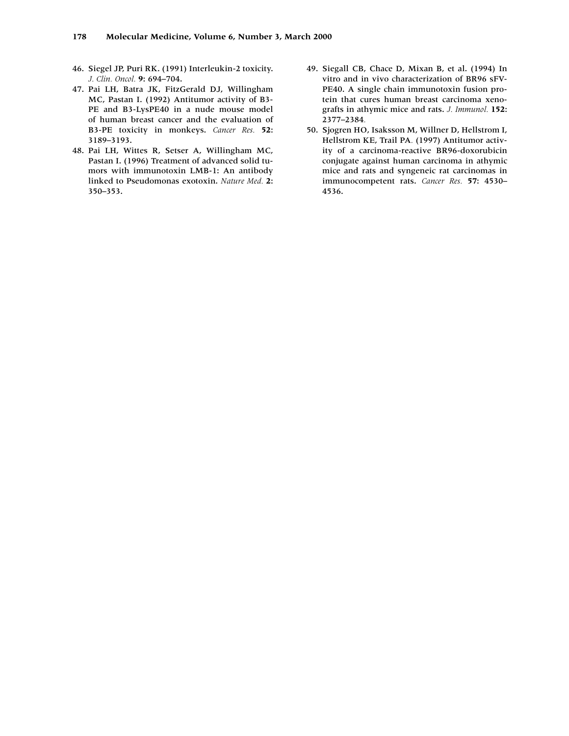46. Siegel JP, Puri RK. (1991) Interleukin-2 toxicity. *J. Clin. Oncol.* **9:** 694–704.
47. Pai LH, Batra JK, FitzGerald DJ, Willingham MC, Pastan I. (1992) Antitumor activity of B3-PE and B3-LysPE40 in a nude mouse model of human breast cancer and the evaluation of B3-PE toxicity in monkeys. *Cancer Res.* **52:** 3189–3193.
48. Pai LH, Wittes R, Setser A, Willingham MC, Pastan I. (1996) Treatment of advanced solid tumors with immunotoxin LMB-1: An antibody linked to Pseudomonas exotoxin. *Nature Med.* **2:** 350–353.
49. Siegall CB, Chace D, Mixan B, et al. (1994) In vitro and in vivo characterization of BR96 sFV-PE40. A single chain immunotoxin fusion protein that cures human breast carcinoma xenografts in athymic mice and rats. *J. Immunol.* **152:** 2377–2384.
50. Sjogren HO, Isaksson M, Willner D, Hellstrom I, Hellstrom KE, Trail PA. (1997) Antitumor activity of a carcinoma-reactive BR96-doxorubicin conjugate against human carcinoma in athymic mice and rats and syngeneic rat carcinomas in immunocompetent rats. *Cancer Res.* **57:** 4530–4536.